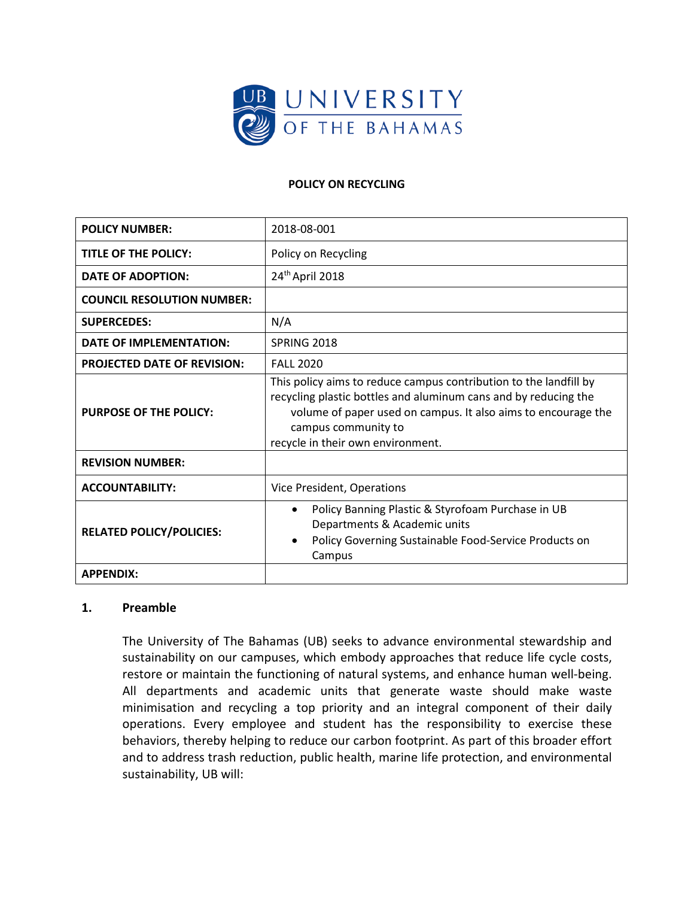**POLICY ON RECYCLING**

| POLICY NUMBER: | 2018-08-001 |
|---|---|
| TITLE OF THE POLICY: | Policy on Recycling |
| DATE OF ADOPTION: | 24th April 2018 |
| COUNCIL RESOLUTION NUMBER: | |
| SUPERCEDES: | N/A |
| DATE OF IMPLEMENTATION: | SPRING 2018 |
| PROJECTED DATE OF REVISION: | FALL 2020 |
| PURPOSE OF THE POLICY: | This policy aims to reduce campus contribution to the landfill by recycling plastic bottles and aluminum cans and by reducing the volume of paper used on campus. It also aims to encourage the campus community to recycle in their own environment. |
| REVISION NUMBER: | |
| ACCOUNTABILITY: | Vice President, Operations |
| RELATED POLICY/POLICIES: | • Policy Banning Plastic & Styrofoam Purchase in UB Departments & Academic units<br>• Policy Governing Sustainable Food-Service Products on Campus |
| APPENDIX: | |

## 1. Preamble

The University of The Bahamas (UB) seeks to advance environmental stewardship and sustainability on our campuses, which embody approaches that reduce life cycle costs, restore or maintain the functioning of natural systems, and enhance human well-being. All departments and academic units that generate waste should make waste minimisation and recycling a top priority and an integral component of their daily operations. Every employee and student has the responsibility to exercise these behaviors, thereby helping to reduce our carbon footprint. As part of this broader effort and to address trash reduction, public health, marine life protection, and environmental sustainability, UB will: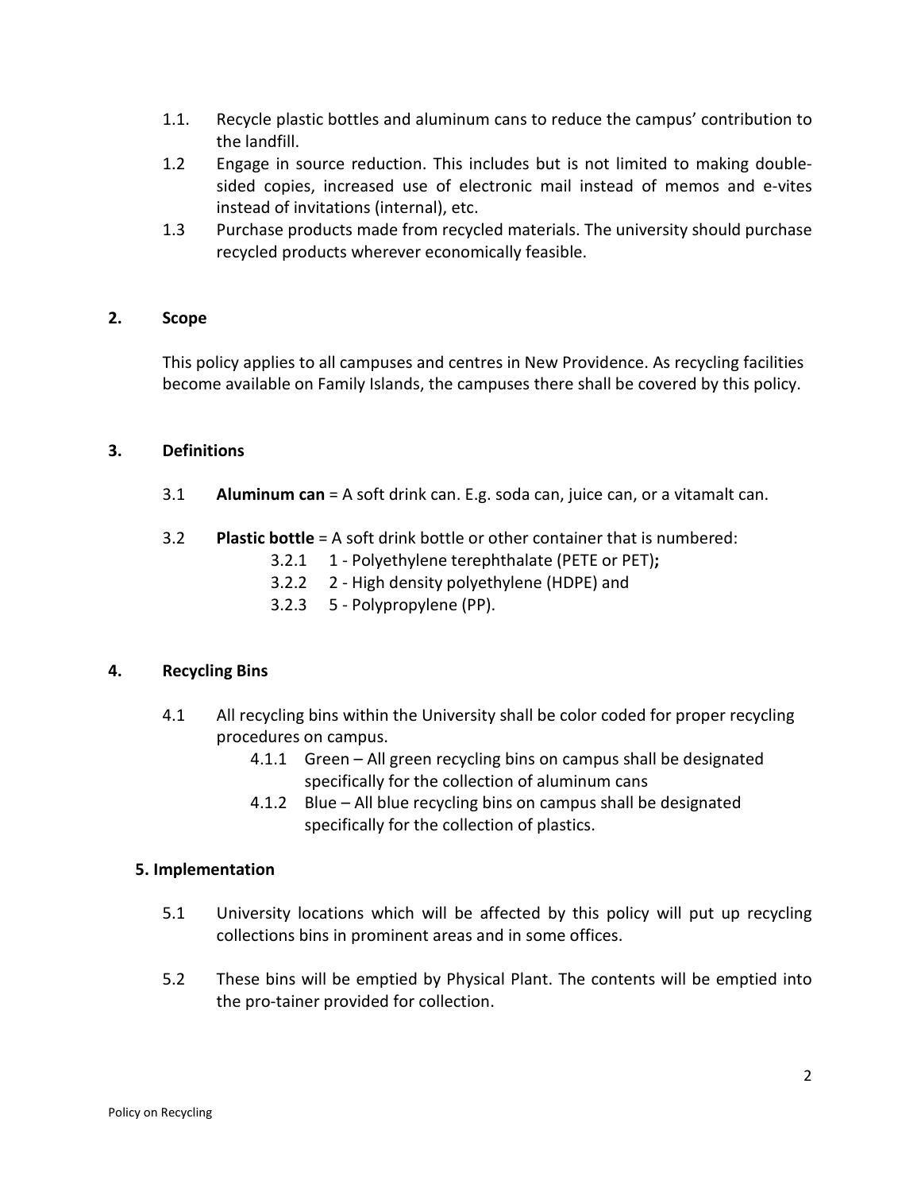1.1. Recycle plastic bottles and aluminum cans to reduce the campus' contribution to the landfill.

1.2 Engage in source reduction. This includes but is not limited to making double-sided copies, increased use of electronic mail instead of memos and e-vites instead of invitations (internal), etc.

1.3 Purchase products made from recycled materials. The university should purchase recycled products wherever economically feasible.

## 2. Scope

This policy applies to all campuses and centres in New Providence. As recycling facilities become available on Family Islands, the campuses there shall be covered by this policy.

## 3. Definitions

3.1 **Aluminum can** = A soft drink can. E.g. soda can, juice can, or a vitamalt can.

3.2 **Plastic bottle** = A soft drink bottle or other container that is numbered:

- 3.2.1 1 - Polyethylene terephthalate (PETE or PET)**;**
- 3.2.2 2 - High density polyethylene (HDPE) and
- 3.2.3 5 - Polypropylene (PP).

## 4. Recycling Bins

4.1 All recycling bins within the University shall be color coded for proper recycling procedures on campus.

- 4.1.1 Green – All green recycling bins on campus shall be designated specifically for the collection of aluminum cans
- 4.1.2 Blue – All blue recycling bins on campus shall be designated specifically for the collection of plastics.

## 5. Implementation

5.1 University locations which will be affected by this policy will put up recycling collections bins in prominent areas and in some offices.

5.2 These bins will be emptied by Physical Plant. The contents will be emptied into the pro-tainer provided for collection.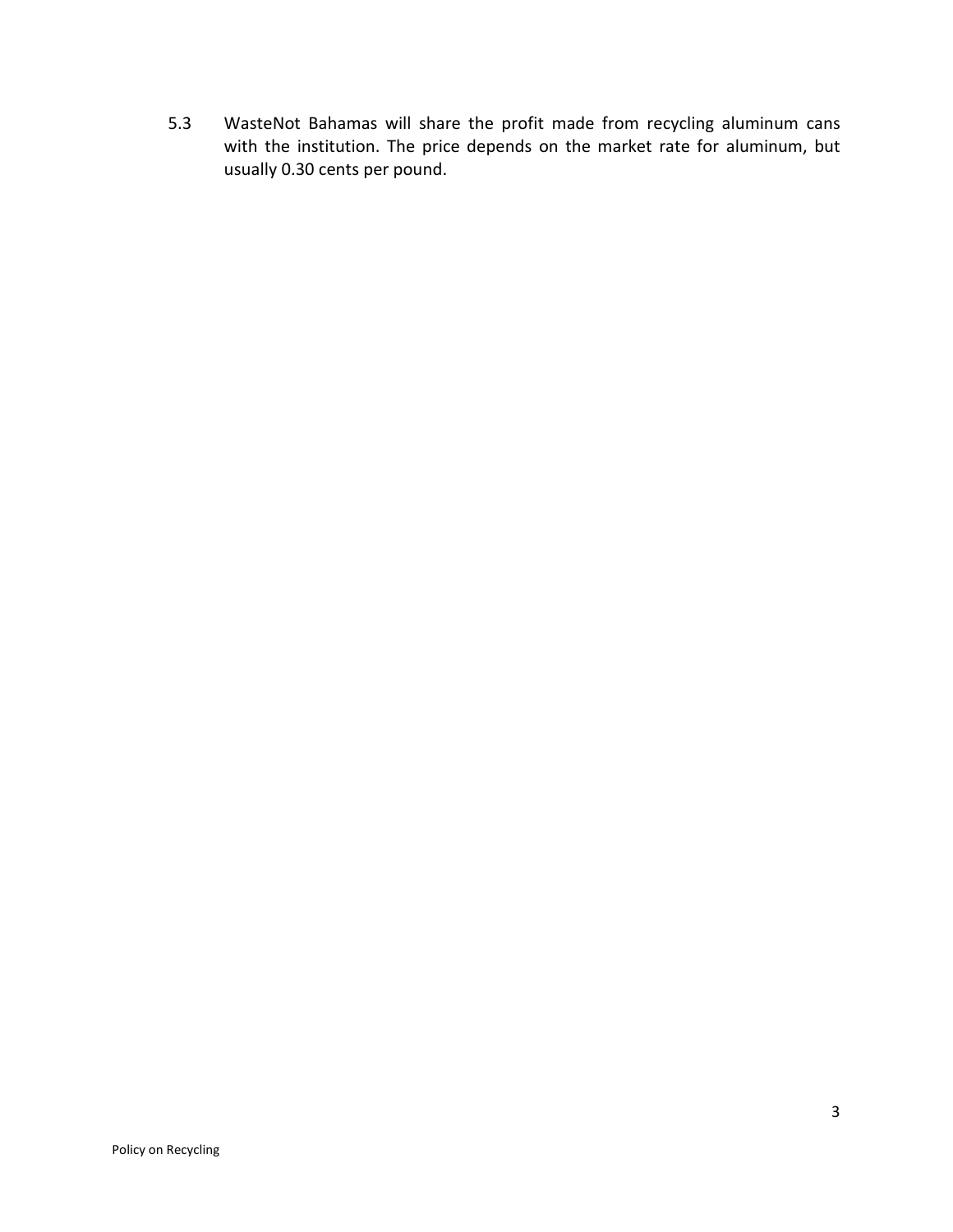5.3 WasteNot Bahamas will share the profit made from recycling aluminum cans with the institution. The price depends on the market rate for aluminum, but usually 0.30 cents per pound.